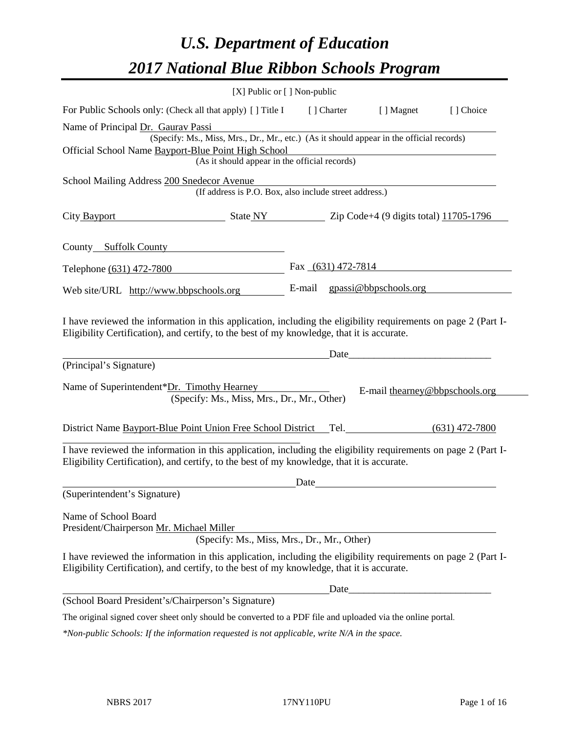# *U.S. Department of Education*

# *2017 National Blue Ribbon Schools Program*

[X] Public or [ ] Non-public

For Public Schools only: (Check all that apply) [ ] Title I [ ] Charter [ ] Magnet [ ] Choice

Name of Principal Dr. Gaurav Passi
(Specify: Ms., Miss, Mrs., Dr., Mr., etc.) (As it should appear in the official records)

Official School Name Bayport-Blue Point High School
(As it should appear in the official records)

School Mailing Address 200 Snedecor Avenue
(If address is P.O. Box, also include street address.)

City Bayport State NY Zip Code+4 (9 digits total) 11705-1796

County Suffolk County

Telephone (631) 472-7800 Fax (631) 472-7814

Web site/URL http://www.bbpschools.org E-mail gpassi@bbpschools.org

I have reviewed the information in this application, including the eligibility requirements on page 2 (Part I-Eligibility Certification), and certify, to the best of my knowledge, that it is accurate.

_______________________________________________ Date_____________________________
(Principal's Signature)

Name of Superintendent*Dr. Timothy Hearney
(Specify: Ms., Miss, Mrs., Dr., Mr., Other)
E-mail thearney@bbpschools.org

District Name Bayport-Blue Point Union Free School District Tel. (631) 472-7800

I have reviewed the information in this application, including the eligibility requirements on page 2 (Part I-Eligibility Certification), and certify, to the best of my knowledge, that it is accurate.

_______________________________________________ Date_____________________________
(Superintendent's Signature)

Name of School Board
President/Chairperson Mr. Michael Miller
(Specify: Ms., Miss, Mrs., Dr., Mr., Other)

I have reviewed the information in this application, including the eligibility requirements on page 2 (Part I-Eligibility Certification), and certify, to the best of my knowledge, that it is accurate.

_______________________________________________ Date_____________________________
(School Board President's/Chairperson's Signature)

The original signed cover sheet only should be converted to a PDF file and uploaded via the online portal.

*\*Non-public Schools: If the information requested is not applicable, write N/A in the space.*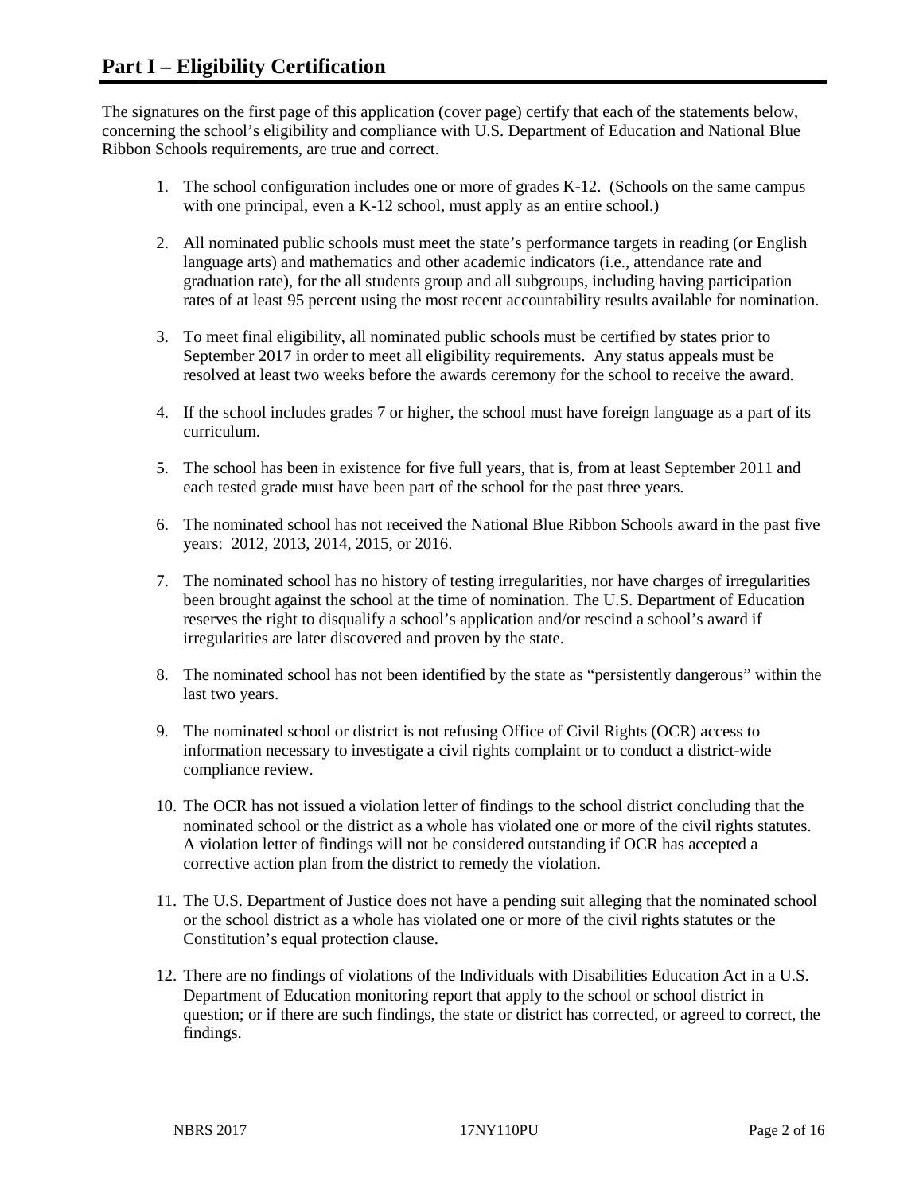# Part I – Eligibility Certification

The signatures on the first page of this application (cover page) certify that each of the statements below, concerning the school's eligibility and compliance with U.S. Department of Education and National Blue Ribbon Schools requirements, are true and correct.

1. The school configuration includes one or more of grades K-12. (Schools on the same campus with one principal, even a K-12 school, must apply as an entire school.)

2. All nominated public schools must meet the state's performance targets in reading (or English language arts) and mathematics and other academic indicators (i.e., attendance rate and graduation rate), for the all students group and all subgroups, including having participation rates of at least 95 percent using the most recent accountability results available for nomination.

3. To meet final eligibility, all nominated public schools must be certified by states prior to September 2017 in order to meet all eligibility requirements. Any status appeals must be resolved at least two weeks before the awards ceremony for the school to receive the award.

4. If the school includes grades 7 or higher, the school must have foreign language as a part of its curriculum.

5. The school has been in existence for five full years, that is, from at least September 2011 and each tested grade must have been part of the school for the past three years.

6. The nominated school has not received the National Blue Ribbon Schools award in the past five years: 2012, 2013, 2014, 2015, or 2016.

7. The nominated school has no history of testing irregularities, nor have charges of irregularities been brought against the school at the time of nomination. The U.S. Department of Education reserves the right to disqualify a school's application and/or rescind a school's award if irregularities are later discovered and proven by the state.

8. The nominated school has not been identified by the state as "persistently dangerous" within the last two years.

9. The nominated school or district is not refusing Office of Civil Rights (OCR) access to information necessary to investigate a civil rights complaint or to conduct a district-wide compliance review.

10. The OCR has not issued a violation letter of findings to the school district concluding that the nominated school or the district as a whole has violated one or more of the civil rights statutes. A violation letter of findings will not be considered outstanding if OCR has accepted a corrective action plan from the district to remedy the violation.

11. The U.S. Department of Justice does not have a pending suit alleging that the nominated school or the school district as a whole has violated one or more of the civil rights statutes or the Constitution's equal protection clause.

12. There are no findings of violations of the Individuals with Disabilities Education Act in a U.S. Department of Education monitoring report that apply to the school or school district in question; or if there are such findings, the state or district has corrected, or agreed to correct, the findings.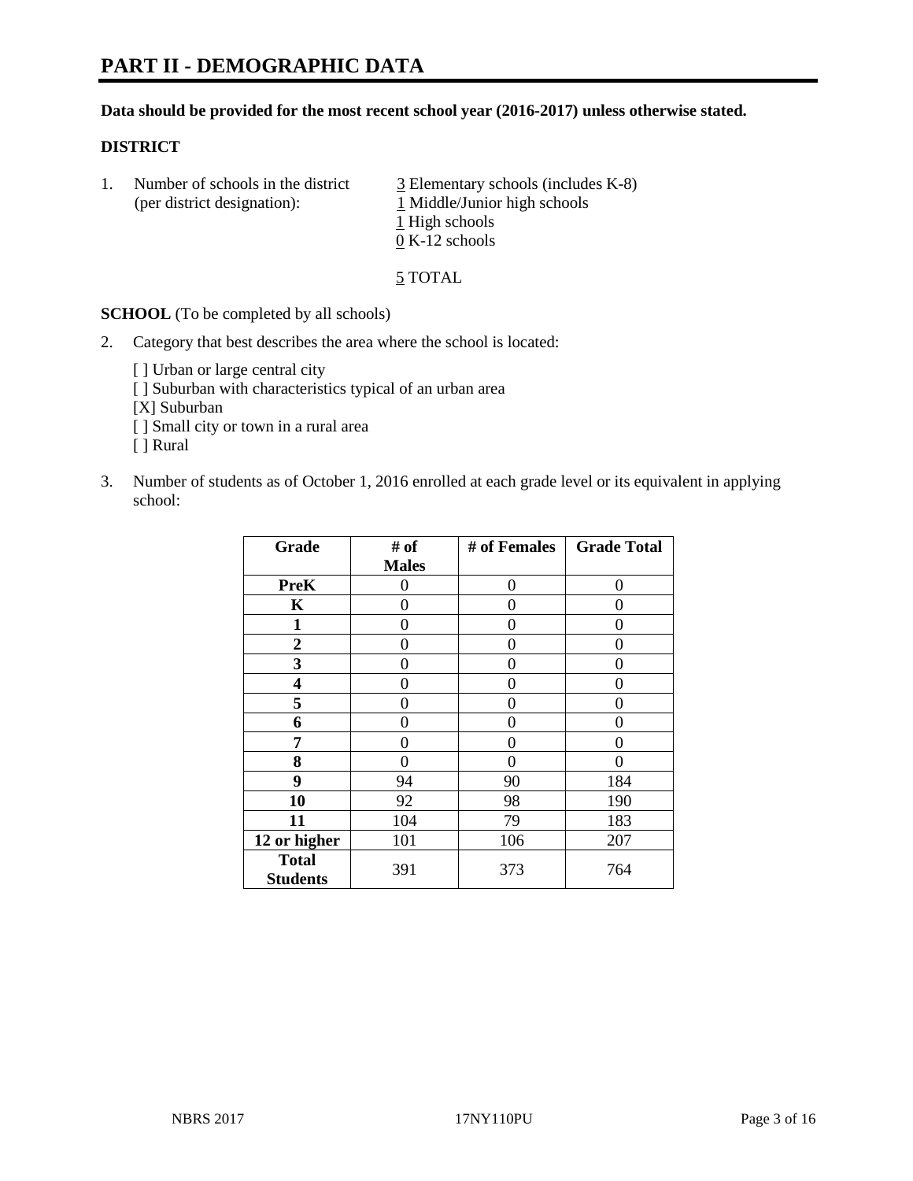# PART II - DEMOGRAPHIC DATA

**Data should be provided for the most recent school year (2016-2017) unless otherwise stated.**

**DISTRICT**

1. Number of schools in the district (per district designation):
   3 Elementary schools (includes K-8)
   1 Middle/Junior high schools
   1 High schools
   0 K-12 schools

   5 TOTAL

**SCHOOL** (To be completed by all schools)

2. Category that best describes the area where the school is located:

   [ ] Urban or large central city
   [ ] Suburban with characteristics typical of an urban area
   [X] Suburban
   [ ] Small city or town in a rural area
   [ ] Rural

3. Number of students as of October 1, 2016 enrolled at each grade level or its equivalent in applying school:

| Grade | # of Males | # of Females | Grade Total |
|---|---|---|---|
| **PreK** | 0 | 0 | 0 |
| **K** | 0 | 0 | 0 |
| **1** | 0 | 0 | 0 |
| **2** | 0 | 0 | 0 |
| **3** | 0 | 0 | 0 |
| **4** | 0 | 0 | 0 |
| **5** | 0 | 0 | 0 |
| **6** | 0 | 0 | 0 |
| **7** | 0 | 0 | 0 |
| **8** | 0 | 0 | 0 |
| **9** | 94 | 90 | 184 |
| **10** | 92 | 98 | 190 |
| **11** | 104 | 79 | 183 |
| **12 or higher** | 101 | 106 | 207 |
| **Total Students** | 391 | 373 | 764 |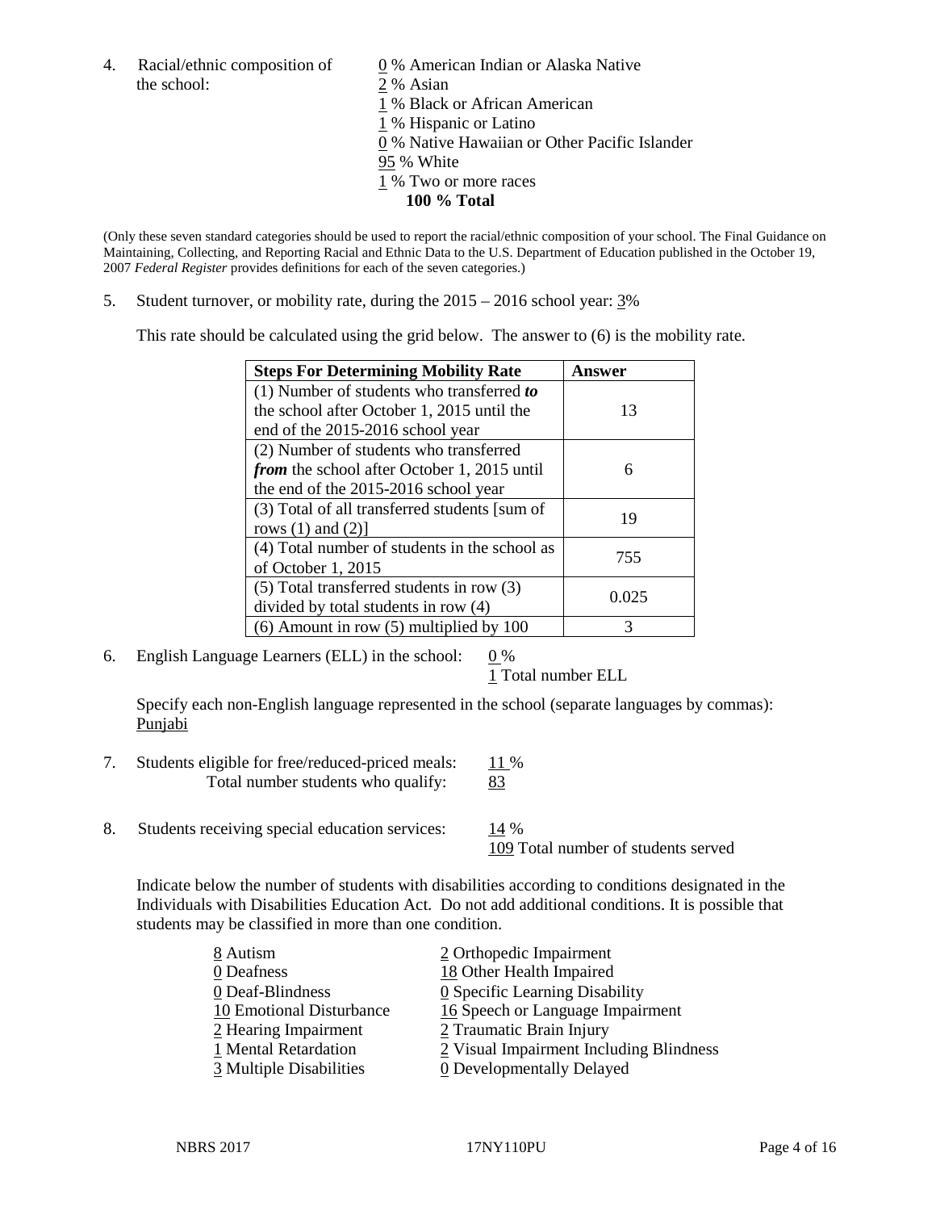4. Racial/ethnic composition of the school:

   0 % American Indian or Alaska Native
   2 % Asian
   1 % Black or African American
   1 % Hispanic or Latino
   0 % Native Hawaiian or Other Pacific Islander
   95 % White
   1 % Two or more races
   **100 % Total**

(Only these seven standard categories should be used to report the racial/ethnic composition of your school. The Final Guidance on Maintaining, Collecting, and Reporting Racial and Ethnic Data to the U.S. Department of Education published in the October 19, 2007 *Federal Register* provides definitions for each of the seven categories.)

5. Student turnover, or mobility rate, during the 2015 – 2016 school year: 3%

   This rate should be calculated using the grid below. The answer to (6) is the mobility rate.

| **Steps For Determining Mobility Rate** | **Answer** |
|---|---|
| (1) Number of students who transferred ***to*** the school after October 1, 2015 until the end of the 2015-2016 school year | 13 |
| (2) Number of students who transferred ***from*** the school after October 1, 2015 until the end of the 2015-2016 school year | 6 |
| (3) Total of all transferred students [sum of rows (1) and (2)] | 19 |
| (4) Total number of students in the school as of October 1, 2015 | 755 |
| (5) Total transferred students in row (3) divided by total students in row (4) | 0.025 |
| (6) Amount in row (5) multiplied by 100 | 3 |

6. English Language Learners (ELL) in the school: 0 %
   1 Total number ELL

   Specify each non-English language represented in the school (separate languages by commas): Punjabi

7. Students eligible for free/reduced-priced meals: 11 %
   Total number students who qualify: 83

8. Students receiving special education services: 14 %
   109 Total number of students served

   Indicate below the number of students with disabilities according to conditions designated in the Individuals with Disabilities Education Act. Do not add additional conditions. It is possible that students may be classified in more than one condition.

   8 Autism
   0 Deafness
   0 Deaf-Blindness
   10 Emotional Disturbance
   2 Hearing Impairment
   1 Mental Retardation
   3 Multiple Disabilities
   2 Orthopedic Impairment
   18 Other Health Impaired
   0 Specific Learning Disability
   16 Speech or Language Impairment
   2 Traumatic Brain Injury
   2 Visual Impairment Including Blindness
   0 Developmentally Delayed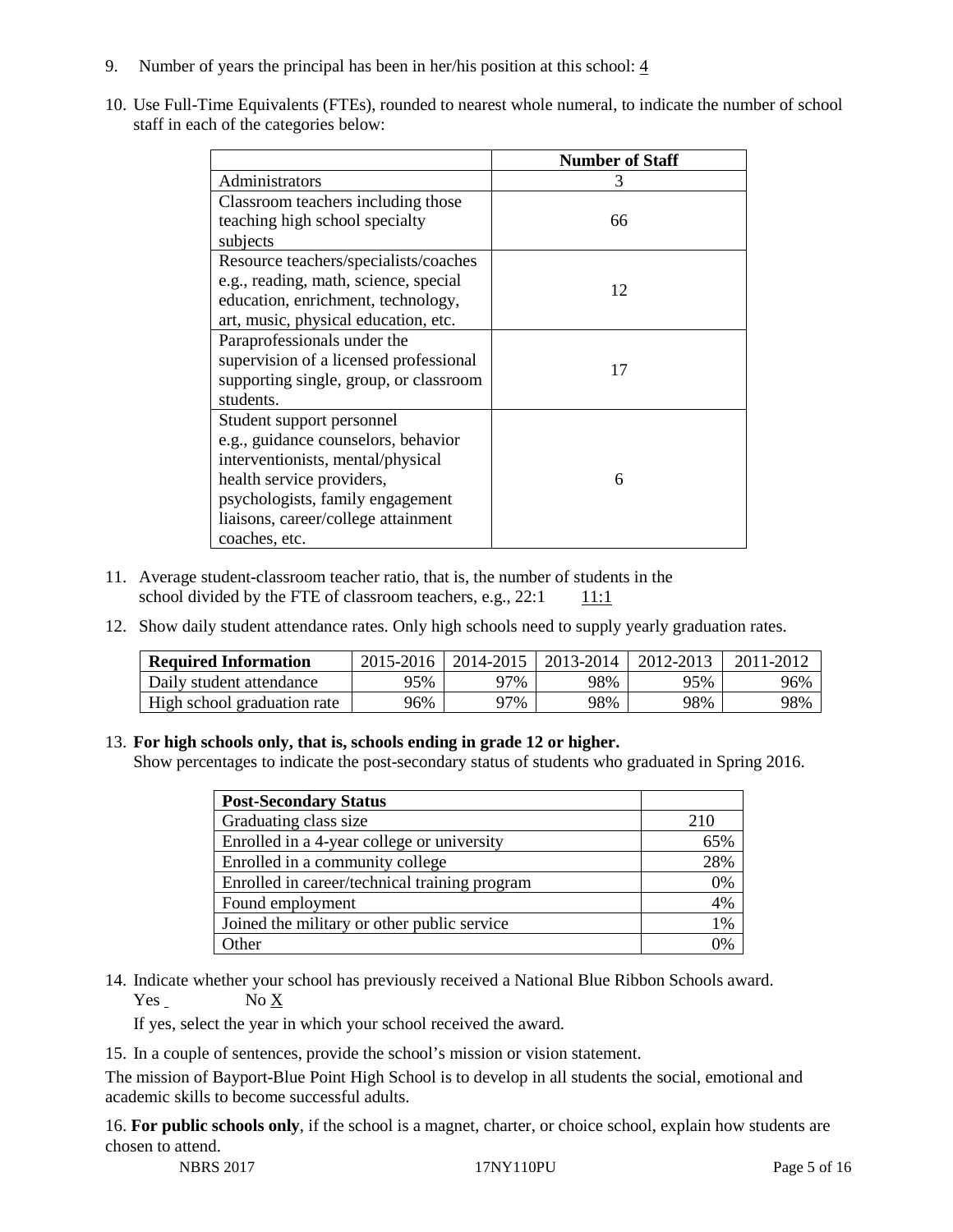9. Number of years the principal has been in her/his position at this school: 4

10. Use Full-Time Equivalents (FTEs), rounded to nearest whole numeral, to indicate the number of school staff in each of the categories below:

| | Number of Staff |
|---|---|
| Administrators | 3 |
| Classroom teachers including those teaching high school specialty subjects | 66 |
| Resource teachers/specialists/coaches e.g., reading, math, science, special education, enrichment, technology, art, music, physical education, etc. | 12 |
| Paraprofessionals under the supervision of a licensed professional supporting single, group, or classroom students. | 17 |
| Student support personnel e.g., guidance counselors, behavior interventionists, mental/physical health service providers, psychologists, family engagement liaisons, career/college attainment coaches, etc. | 6 |

11. Average student-classroom teacher ratio, that is, the number of students in the school divided by the FTE of classroom teachers, e.g., 22:1 11:1

12. Show daily student attendance rates. Only high schools need to supply yearly graduation rates.

| Required Information | 2015-2016 | 2014-2015 | 2013-2014 | 2012-2013 | 2011-2012 |
|---|---|---|---|---|---|
| Daily student attendance | 95% | 97% | 98% | 95% | 96% |
| High school graduation rate | 96% | 97% | 98% | 98% | 98% |

13. **For high schools only, that is, schools ending in grade 12 or higher.**
Show percentages to indicate the post-secondary status of students who graduated in Spring 2016.

| Post-Secondary Status | |
|---|---|
| Graduating class size | 210 |
| Enrolled in a 4-year college or university | 65% |
| Enrolled in a community college | 28% |
| Enrolled in career/technical training program | 0% |
| Found employment | 4% |
| Joined the military or other public service | 1% |
| Other | 0% |

14. Indicate whether your school has previously received a National Blue Ribbon Schools award.
Yes No X

If yes, select the year in which your school received the award.

15. In a couple of sentences, provide the school's mission or vision statement.

The mission of Bayport-Blue Point High School is to develop in all students the social, emotional and academic skills to become successful adults.

16. **For public schools only**, if the school is a magnet, charter, or choice school, explain how students are chosen to attend.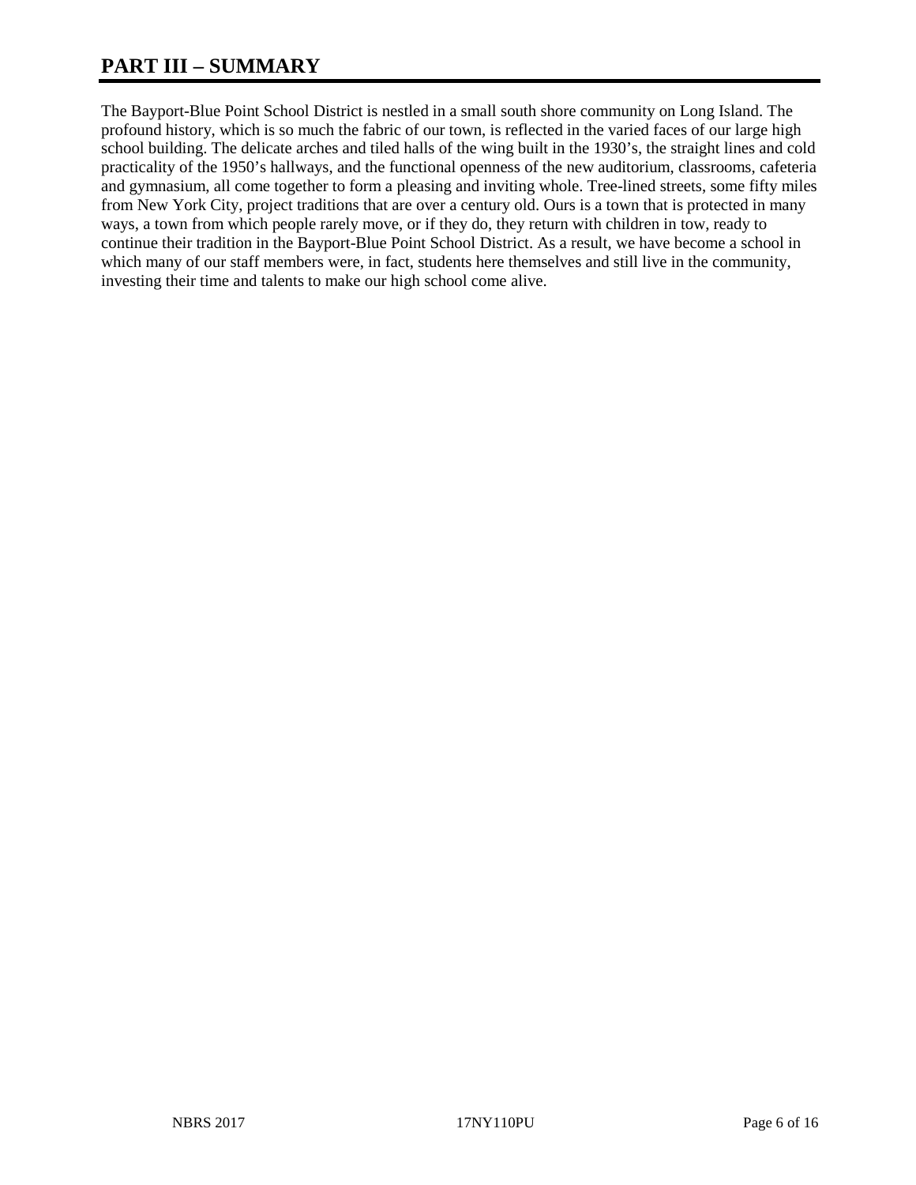# PART III – SUMMARY

The Bayport-Blue Point School District is nestled in a small south shore community on Long Island. The profound history, which is so much the fabric of our town, is reflected in the varied faces of our large high school building. The delicate arches and tiled halls of the wing built in the 1930's, the straight lines and cold practicality of the 1950's hallways, and the functional openness of the new auditorium, classrooms, cafeteria and gymnasium, all come together to form a pleasing and inviting whole. Tree-lined streets, some fifty miles from New York City, project traditions that are over a century old. Ours is a town that is protected in many ways, a town from which people rarely move, or if they do, they return with children in tow, ready to continue their tradition in the Bayport-Blue Point School District. As a result, we have become a school in which many of our staff members were, in fact, students here themselves and still live in the community, investing their time and talents to make our high school come alive.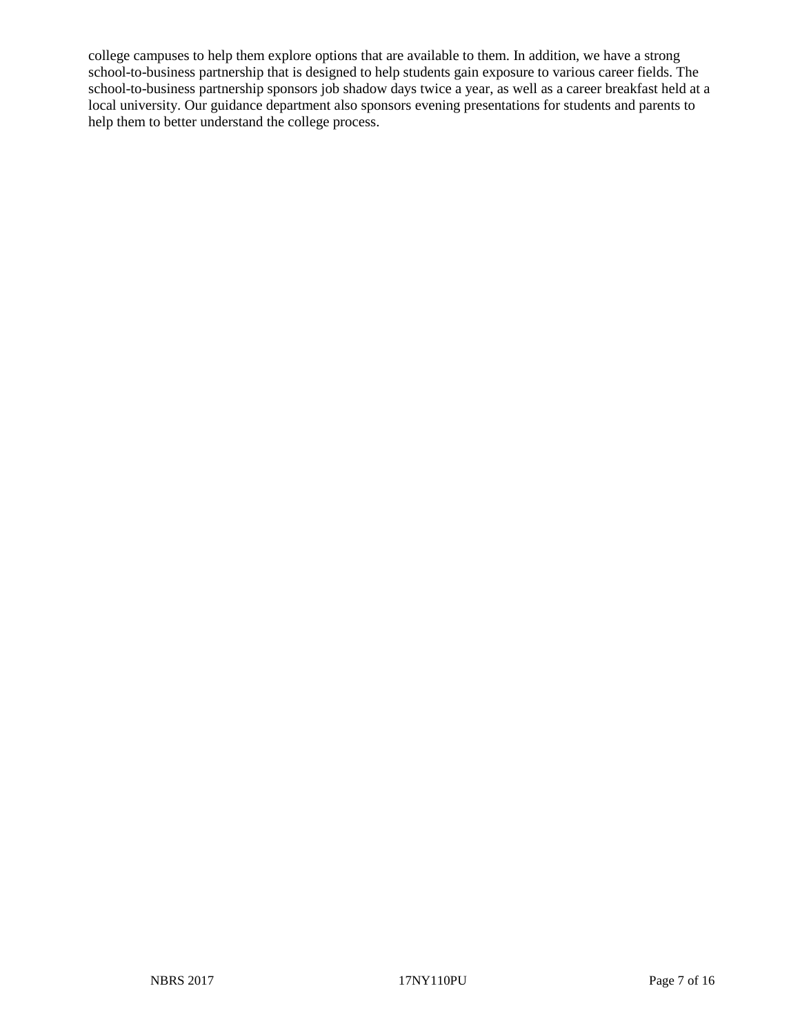college campuses to help them explore options that are available to them. In addition, we have a strong school-to-business partnership that is designed to help students gain exposure to various career fields. The school-to-business partnership sponsors job shadow days twice a year, as well as a career breakfast held at a local university. Our guidance department also sponsors evening presentations for students and parents to help them to better understand the college process.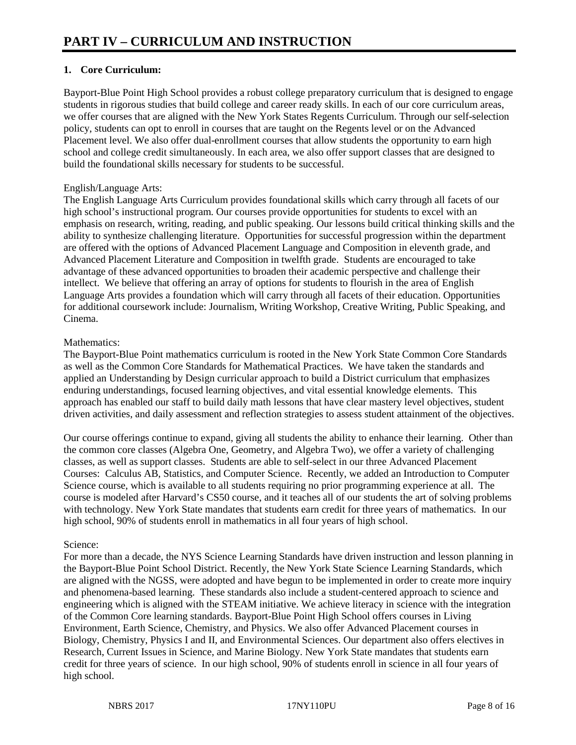# PART IV – CURRICULUM AND INSTRUCTION

**1. Core Curriculum:**

Bayport-Blue Point High School provides a robust college preparatory curriculum that is designed to engage students in rigorous studies that build college and career ready skills. In each of our core curriculum areas, we offer courses that are aligned with the New York States Regents Curriculum. Through our self-selection policy, students can opt to enroll in courses that are taught on the Regents level or on the Advanced Placement level. We also offer dual-enrollment courses that allow students the opportunity to earn high school and college credit simultaneously. In each area, we also offer support classes that are designed to build the foundational skills necessary for students to be successful.

English/Language Arts:
The English Language Arts Curriculum provides foundational skills which carry through all facets of our high school's instructional program. Our courses provide opportunities for students to excel with an emphasis on research, writing, reading, and public speaking. Our lessons build critical thinking skills and the ability to synthesize challenging literature. Opportunities for successful progression within the department are offered with the options of Advanced Placement Language and Composition in eleventh grade, and Advanced Placement Literature and Composition in twelfth grade. Students are encouraged to take advantage of these advanced opportunities to broaden their academic perspective and challenge their intellect. We believe that offering an array of options for students to flourish in the area of English Language Arts provides a foundation which will carry through all facets of their education. Opportunities for additional coursework include: Journalism, Writing Workshop, Creative Writing, Public Speaking, and Cinema.

Mathematics:
The Bayport-Blue Point mathematics curriculum is rooted in the New York State Common Core Standards as well as the Common Core Standards for Mathematical Practices. We have taken the standards and applied an Understanding by Design curricular approach to build a District curriculum that emphasizes enduring understandings, focused learning objectives, and vital essential knowledge elements. This approach has enabled our staff to build daily math lessons that have clear mastery level objectives, student driven activities, and daily assessment and reflection strategies to assess student attainment of the objectives.

Our course offerings continue to expand, giving all students the ability to enhance their learning. Other than the common core classes (Algebra One, Geometry, and Algebra Two), we offer a variety of challenging classes, as well as support classes. Students are able to self-select in our three Advanced Placement Courses: Calculus AB, Statistics, and Computer Science. Recently, we added an Introduction to Computer Science course, which is available to all students requiring no prior programming experience at all. The course is modeled after Harvard's CS50 course, and it teaches all of our students the art of solving problems with technology. New York State mandates that students earn credit for three years of mathematics. In our high school, 90% of students enroll in mathematics in all four years of high school.

Science:
For more than a decade, the NYS Science Learning Standards have driven instruction and lesson planning in the Bayport-Blue Point School District. Recently, the New York State Science Learning Standards, which are aligned with the NGSS, were adopted and have begun to be implemented in order to create more inquiry and phenomena-based learning. These standards also include a student-centered approach to science and engineering which is aligned with the STEAM initiative. We achieve literacy in science with the integration of the Common Core learning standards. Bayport-Blue Point High School offers courses in Living Environment, Earth Science, Chemistry, and Physics. We also offer Advanced Placement courses in Biology, Chemistry, Physics I and II, and Environmental Sciences. Our department also offers electives in Research, Current Issues in Science, and Marine Biology. New York State mandates that students earn credit for three years of science. In our high school, 90% of students enroll in science in all four years of high school.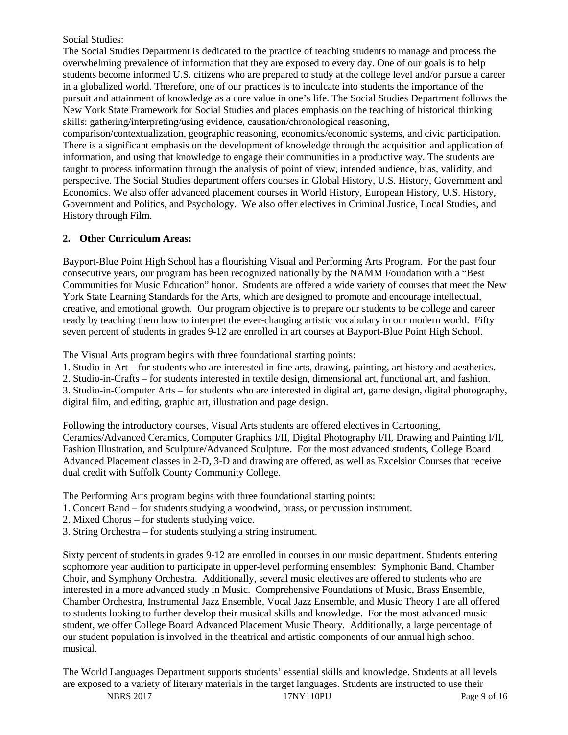Social Studies:

The Social Studies Department is dedicated to the practice of teaching students to manage and process the overwhelming prevalence of information that they are exposed to every day. One of our goals is to help students become informed U.S. citizens who are prepared to study at the college level and/or pursue a career in a globalized world. Therefore, one of our practices is to inculcate into students the importance of the pursuit and attainment of knowledge as a core value in one's life. The Social Studies Department follows the New York State Framework for Social Studies and places emphasis on the teaching of historical thinking skills: gathering/interpreting/using evidence, causation/chronological reasoning, comparison/contextualization, geographic reasoning, economics/economic systems, and civic participation. There is a significant emphasis on the development of knowledge through the acquisition and application of information, and using that knowledge to engage their communities in a productive way. The students are taught to process information through the analysis of point of view, intended audience, bias, validity, and perspective. The Social Studies department offers courses in Global History, U.S. History, Government and Economics. We also offer advanced placement courses in World History, European History, U.S. History, Government and Politics, and Psychology. We also offer electives in Criminal Justice, Local Studies, and History through Film.

## 2. Other Curriculum Areas:

Bayport-Blue Point High School has a flourishing Visual and Performing Arts Program. For the past four consecutive years, our program has been recognized nationally by the NAMM Foundation with a "Best Communities for Music Education" honor. Students are offered a wide variety of courses that meet the New York State Learning Standards for the Arts, which are designed to promote and encourage intellectual, creative, and emotional growth. Our program objective is to prepare our students to be college and career ready by teaching them how to interpret the ever-changing artistic vocabulary in our modern world. Fifty seven percent of students in grades 9-12 are enrolled in art courses at Bayport-Blue Point High School.

The Visual Arts program begins with three foundational starting points:

1. Studio-in-Art – for students who are interested in fine arts, drawing, painting, art history and aesthetics.
2. Studio-in-Crafts – for students interested in textile design, dimensional art, functional art, and fashion.
3. Studio-in-Computer Arts – for students who are interested in digital art, game design, digital photography, digital film, and editing, graphic art, illustration and page design.

Following the introductory courses, Visual Arts students are offered electives in Cartooning, Ceramics/Advanced Ceramics, Computer Graphics I/II, Digital Photography I/II, Drawing and Painting I/II, Fashion Illustration, and Sculpture/Advanced Sculpture. For the most advanced students, College Board Advanced Placement classes in 2-D, 3-D and drawing are offered, as well as Excelsior Courses that receive dual credit with Suffolk County Community College.

The Performing Arts program begins with three foundational starting points:

1. Concert Band – for students studying a woodwind, brass, or percussion instrument.
2. Mixed Chorus – for students studying voice.
3. String Orchestra – for students studying a string instrument.

Sixty percent of students in grades 9-12 are enrolled in courses in our music department. Students entering sophomore year audition to participate in upper-level performing ensembles: Symphonic Band, Chamber Choir, and Symphony Orchestra. Additionally, several music electives are offered to students who are interested in a more advanced study in Music. Comprehensive Foundations of Music, Brass Ensemble, Chamber Orchestra, Instrumental Jazz Ensemble, Vocal Jazz Ensemble, and Music Theory I are all offered to students looking to further develop their musical skills and knowledge. For the most advanced music student, we offer College Board Advanced Placement Music Theory. Additionally, a large percentage of our student population is involved in the theatrical and artistic components of our annual high school musical.

The World Languages Department supports students' essential skills and knowledge. Students at all levels are exposed to a variety of literary materials in the target languages. Students are instructed to use their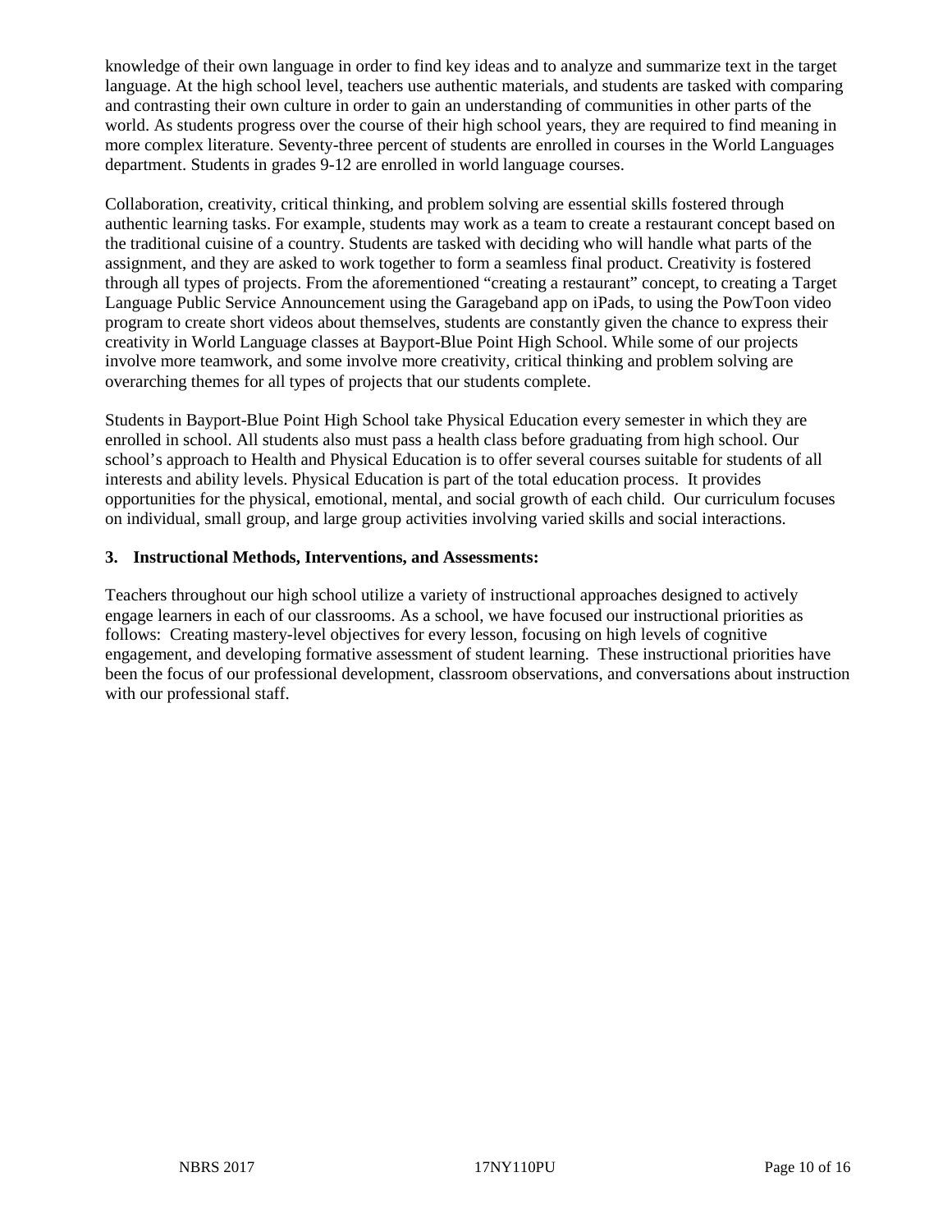knowledge of their own language in order to find key ideas and to analyze and summarize text in the target language. At the high school level, teachers use authentic materials, and students are tasked with comparing and contrasting their own culture in order to gain an understanding of communities in other parts of the world. As students progress over the course of their high school years, they are required to find meaning in more complex literature. Seventy-three percent of students are enrolled in courses in the World Languages department. Students in grades 9-12 are enrolled in world language courses.

Collaboration, creativity, critical thinking, and problem solving are essential skills fostered through authentic learning tasks. For example, students may work as a team to create a restaurant concept based on the traditional cuisine of a country. Students are tasked with deciding who will handle what parts of the assignment, and they are asked to work together to form a seamless final product. Creativity is fostered through all types of projects. From the aforementioned "creating a restaurant" concept, to creating a Target Language Public Service Announcement using the Garageband app on iPads, to using the PowToon video program to create short videos about themselves, students are constantly given the chance to express their creativity in World Language classes at Bayport-Blue Point High School. While some of our projects involve more teamwork, and some involve more creativity, critical thinking and problem solving are overarching themes for all types of projects that our students complete.

Students in Bayport-Blue Point High School take Physical Education every semester in which they are enrolled in school. All students also must pass a health class before graduating from high school. Our school's approach to Health and Physical Education is to offer several courses suitable for students of all interests and ability levels. Physical Education is part of the total education process. It provides opportunities for the physical, emotional, mental, and social growth of each child. Our curriculum focuses on individual, small group, and large group activities involving varied skills and social interactions.

**3. Instructional Methods, Interventions, and Assessments:**

Teachers throughout our high school utilize a variety of instructional approaches designed to actively engage learners in each of our classrooms. As a school, we have focused our instructional priorities as follows: Creating mastery-level objectives for every lesson, focusing on high levels of cognitive engagement, and developing formative assessment of student learning. These instructional priorities have been the focus of our professional development, classroom observations, and conversations about instruction with our professional staff.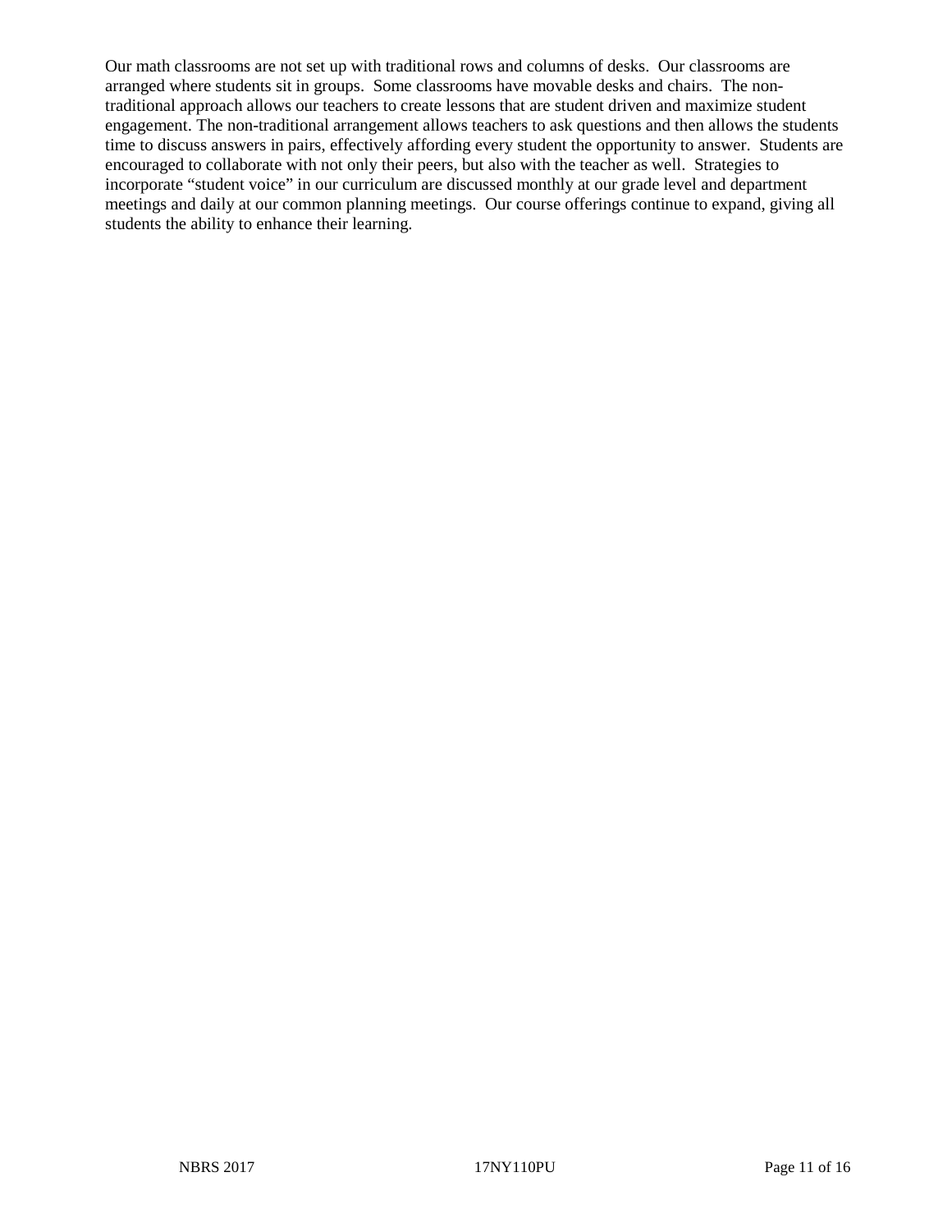Our math classrooms are not set up with traditional rows and columns of desks. Our classrooms are arranged where students sit in groups. Some classrooms have movable desks and chairs. The non-traditional approach allows our teachers to create lessons that are student driven and maximize student engagement. The non-traditional arrangement allows teachers to ask questions and then allows the students time to discuss answers in pairs, effectively affording every student the opportunity to answer. Students are encouraged to collaborate with not only their peers, but also with the teacher as well. Strategies to incorporate "student voice" in our curriculum are discussed monthly at our grade level and department meetings and daily at our common planning meetings. Our course offerings continue to expand, giving all students the ability to enhance their learning.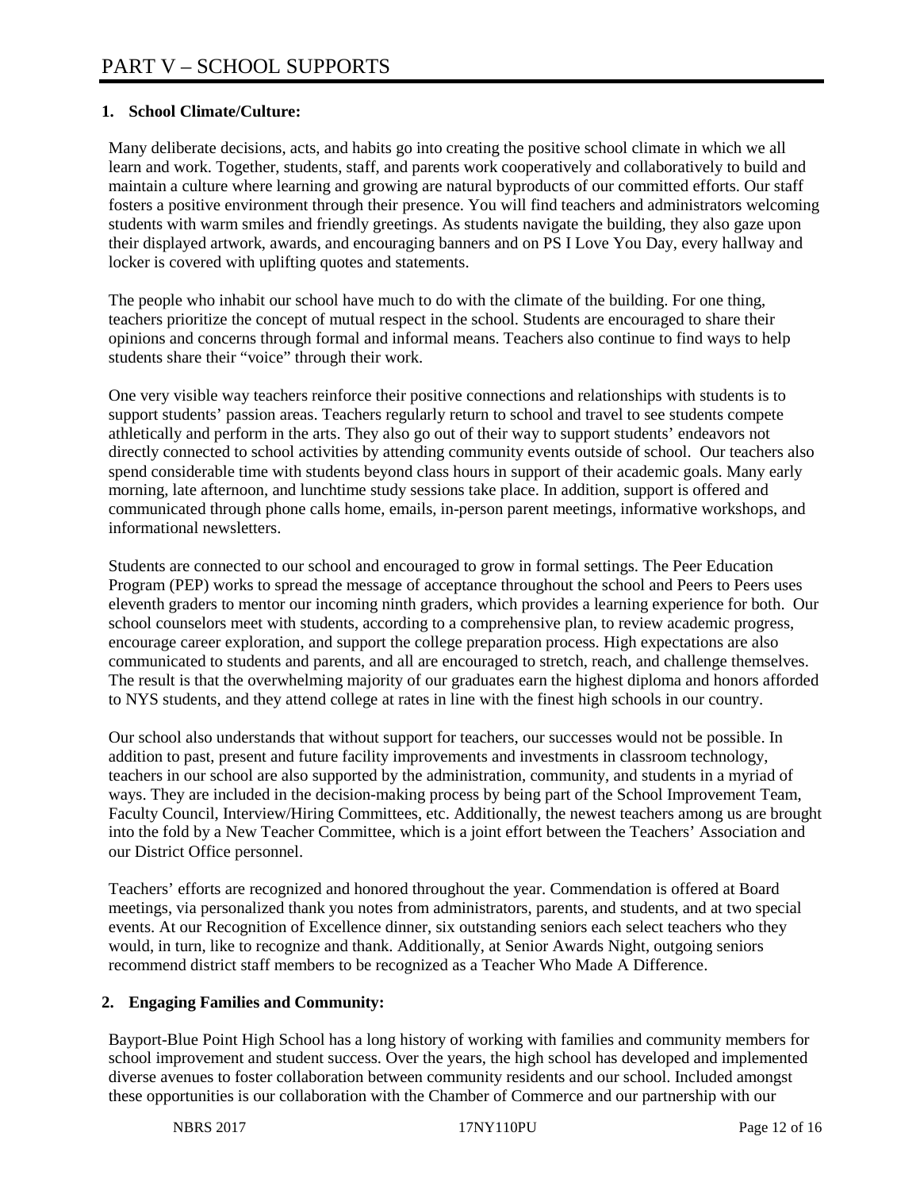# PART V – SCHOOL SUPPORTS

## 1. School Climate/Culture:

Many deliberate decisions, acts, and habits go into creating the positive school climate in which we all learn and work. Together, students, staff, and parents work cooperatively and collaboratively to build and maintain a culture where learning and growing are natural byproducts of our committed efforts. Our staff fosters a positive environment through their presence. You will find teachers and administrators welcoming students with warm smiles and friendly greetings. As students navigate the building, they also gaze upon their displayed artwork, awards, and encouraging banners and on PS I Love You Day, every hallway and locker is covered with uplifting quotes and statements.

The people who inhabit our school have much to do with the climate of the building. For one thing, teachers prioritize the concept of mutual respect in the school. Students are encouraged to share their opinions and concerns through formal and informal means. Teachers also continue to find ways to help students share their "voice" through their work.

One very visible way teachers reinforce their positive connections and relationships with students is to support students' passion areas. Teachers regularly return to school and travel to see students compete athletically and perform in the arts. They also go out of their way to support students' endeavors not directly connected to school activities by attending community events outside of school. Our teachers also spend considerable time with students beyond class hours in support of their academic goals. Many early morning, late afternoon, and lunchtime study sessions take place. In addition, support is offered and communicated through phone calls home, emails, in-person parent meetings, informative workshops, and informational newsletters.

Students are connected to our school and encouraged to grow in formal settings. The Peer Education Program (PEP) works to spread the message of acceptance throughout the school and Peers to Peers uses eleventh graders to mentor our incoming ninth graders, which provides a learning experience for both. Our school counselors meet with students, according to a comprehensive plan, to review academic progress, encourage career exploration, and support the college preparation process. High expectations are also communicated to students and parents, and all are encouraged to stretch, reach, and challenge themselves. The result is that the overwhelming majority of our graduates earn the highest diploma and honors afforded to NYS students, and they attend college at rates in line with the finest high schools in our country.

Our school also understands that without support for teachers, our successes would not be possible. In addition to past, present and future facility improvements and investments in classroom technology, teachers in our school are also supported by the administration, community, and students in a myriad of ways. They are included in the decision-making process by being part of the School Improvement Team, Faculty Council, Interview/Hiring Committees, etc. Additionally, the newest teachers among us are brought into the fold by a New Teacher Committee, which is a joint effort between the Teachers' Association and our District Office personnel.

Teachers' efforts are recognized and honored throughout the year. Commendation is offered at Board meetings, via personalized thank you notes from administrators, parents, and students, and at two special events. At our Recognition of Excellence dinner, six outstanding seniors each select teachers who they would, in turn, like to recognize and thank. Additionally, at Senior Awards Night, outgoing seniors recommend district staff members to be recognized as a Teacher Who Made A Difference.

## 2. Engaging Families and Community:

Bayport-Blue Point High School has a long history of working with families and community members for school improvement and student success. Over the years, the high school has developed and implemented diverse avenues to foster collaboration between community residents and our school. Included amongst these opportunities is our collaboration with the Chamber of Commerce and our partnership with our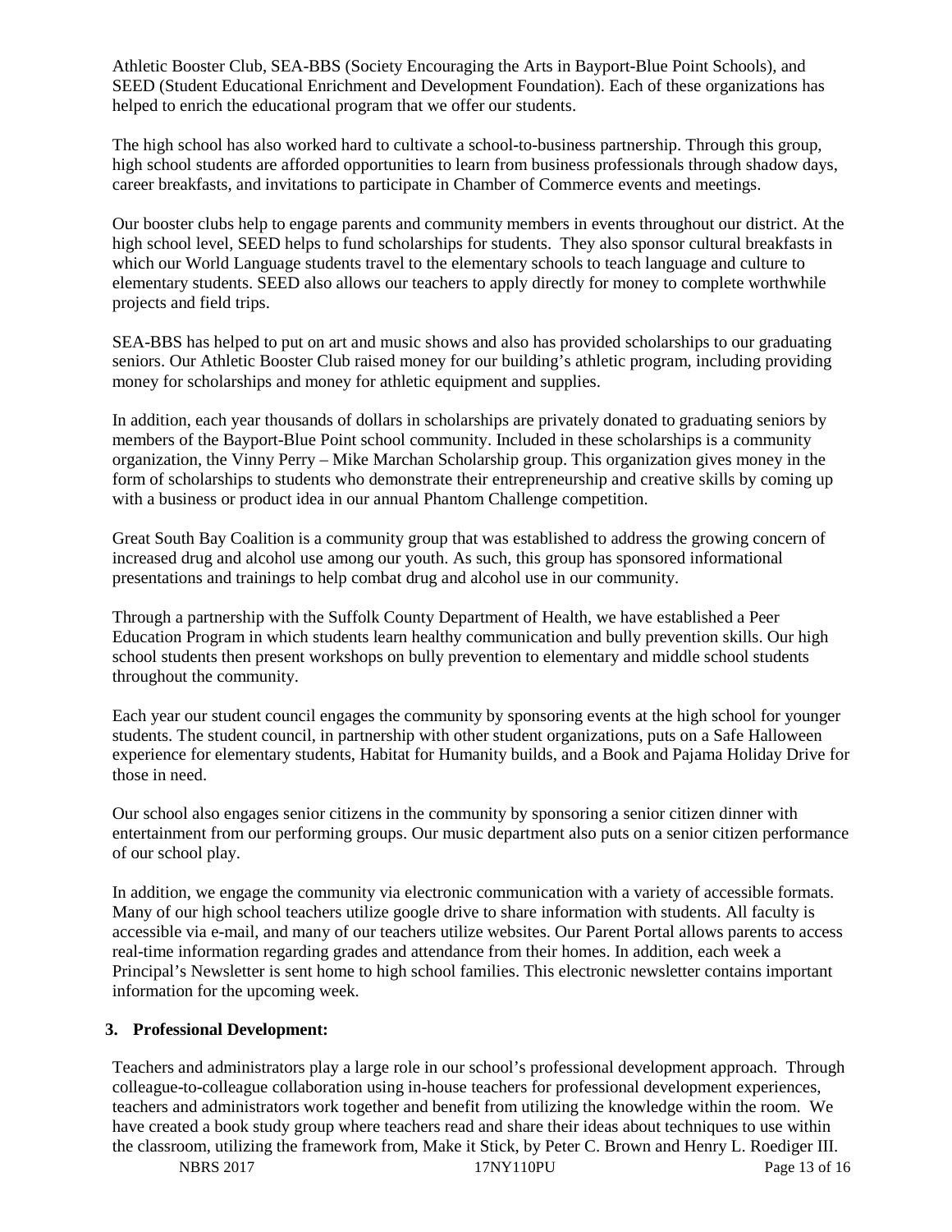Athletic Booster Club, SEA-BBS (Society Encouraging the Arts in Bayport-Blue Point Schools), and SEED (Student Educational Enrichment and Development Foundation). Each of these organizations has helped to enrich the educational program that we offer our students.

The high school has also worked hard to cultivate a school-to-business partnership. Through this group, high school students are afforded opportunities to learn from business professionals through shadow days, career breakfasts, and invitations to participate in Chamber of Commerce events and meetings.

Our booster clubs help to engage parents and community members in events throughout our district. At the high school level, SEED helps to fund scholarships for students. They also sponsor cultural breakfasts in which our World Language students travel to the elementary schools to teach language and culture to elementary students. SEED also allows our teachers to apply directly for money to complete worthwhile projects and field trips.

SEA-BBS has helped to put on art and music shows and also has provided scholarships to our graduating seniors. Our Athletic Booster Club raised money for our building's athletic program, including providing money for scholarships and money for athletic equipment and supplies.

In addition, each year thousands of dollars in scholarships are privately donated to graduating seniors by members of the Bayport-Blue Point school community. Included in these scholarships is a community organization, the Vinny Perry – Mike Marchan Scholarship group. This organization gives money in the form of scholarships to students who demonstrate their entrepreneurship and creative skills by coming up with a business or product idea in our annual Phantom Challenge competition.

Great South Bay Coalition is a community group that was established to address the growing concern of increased drug and alcohol use among our youth. As such, this group has sponsored informational presentations and trainings to help combat drug and alcohol use in our community.

Through a partnership with the Suffolk County Department of Health, we have established a Peer Education Program in which students learn healthy communication and bully prevention skills. Our high school students then present workshops on bully prevention to elementary and middle school students throughout the community.

Each year our student council engages the community by sponsoring events at the high school for younger students. The student council, in partnership with other student organizations, puts on a Safe Halloween experience for elementary students, Habitat for Humanity builds, and a Book and Pajama Holiday Drive for those in need.

Our school also engages senior citizens in the community by sponsoring a senior citizen dinner with entertainment from our performing groups. Our music department also puts on a senior citizen performance of our school play.

In addition, we engage the community via electronic communication with a variety of accessible formats. Many of our high school teachers utilize google drive to share information with students. All faculty is accessible via e-mail, and many of our teachers utilize websites. Our Parent Portal allows parents to access real-time information regarding grades and attendance from their homes. In addition, each week a Principal's Newsletter is sent home to high school families. This electronic newsletter contains important information for the upcoming week.

**3. Professional Development:**

Teachers and administrators play a large role in our school's professional development approach. Through colleague-to-colleague collaboration using in-house teachers for professional development experiences, teachers and administrators work together and benefit from utilizing the knowledge within the room. We have created a book study group where teachers read and share their ideas about techniques to use within the classroom, utilizing the framework from, Make it Stick, by Peter C. Brown and Henry L. Roediger III.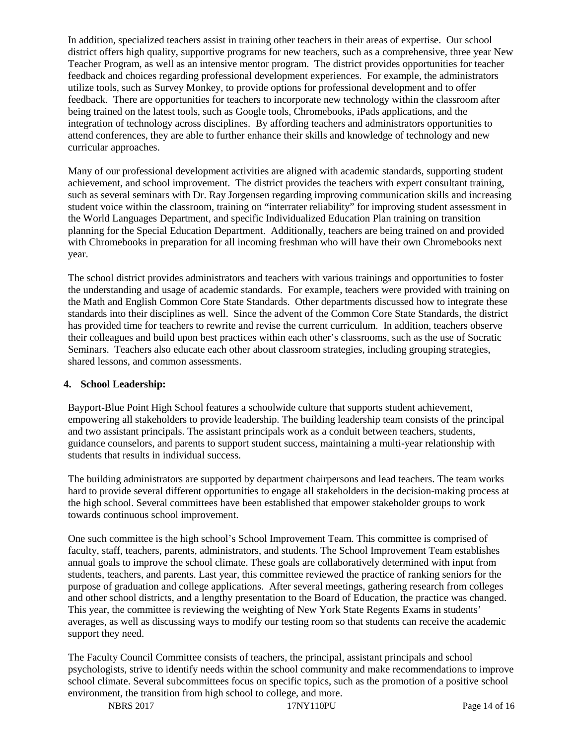In addition, specialized teachers assist in training other teachers in their areas of expertise. Our school district offers high quality, supportive programs for new teachers, such as a comprehensive, three year New Teacher Program, as well as an intensive mentor program. The district provides opportunities for teacher feedback and choices regarding professional development experiences. For example, the administrators utilize tools, such as Survey Monkey, to provide options for professional development and to offer feedback. There are opportunities for teachers to incorporate new technology within the classroom after being trained on the latest tools, such as Google tools, Chromebooks, iPads applications, and the integration of technology across disciplines. By affording teachers and administrators opportunities to attend conferences, they are able to further enhance their skills and knowledge of technology and new curricular approaches.

Many of our professional development activities are aligned with academic standards, supporting student achievement, and school improvement. The district provides the teachers with expert consultant training, such as several seminars with Dr. Ray Jorgensen regarding improving communication skills and increasing student voice within the classroom, training on "interrater reliability" for improving student assessment in the World Languages Department, and specific Individualized Education Plan training on transition planning for the Special Education Department. Additionally, teachers are being trained on and provided with Chromebooks in preparation for all incoming freshman who will have their own Chromebooks next year.

The school district provides administrators and teachers with various trainings and opportunities to foster the understanding and usage of academic standards. For example, teachers were provided with training on the Math and English Common Core State Standards. Other departments discussed how to integrate these standards into their disciplines as well. Since the advent of the Common Core State Standards, the district has provided time for teachers to rewrite and revise the current curriculum. In addition, teachers observe their colleagues and build upon best practices within each other's classrooms, such as the use of Socratic Seminars. Teachers also educate each other about classroom strategies, including grouping strategies, shared lessons, and common assessments.

**4. School Leadership:**

Bayport-Blue Point High School features a schoolwide culture that supports student achievement, empowering all stakeholders to provide leadership. The building leadership team consists of the principal and two assistant principals. The assistant principals work as a conduit between teachers, students, guidance counselors, and parents to support student success, maintaining a multi-year relationship with students that results in individual success.

The building administrators are supported by department chairpersons and lead teachers. The team works hard to provide several different opportunities to engage all stakeholders in the decision-making process at the high school. Several committees have been established that empower stakeholder groups to work towards continuous school improvement.

One such committee is the high school's School Improvement Team. This committee is comprised of faculty, staff, teachers, parents, administrators, and students. The School Improvement Team establishes annual goals to improve the school climate. These goals are collaboratively determined with input from students, teachers, and parents. Last year, this committee reviewed the practice of ranking seniors for the purpose of graduation and college applications. After several meetings, gathering research from colleges and other school districts, and a lengthy presentation to the Board of Education, the practice was changed. This year, the committee is reviewing the weighting of New York State Regents Exams in students' averages, as well as discussing ways to modify our testing room so that students can receive the academic support they need.

The Faculty Council Committee consists of teachers, the principal, assistant principals and school psychologists, strive to identify needs within the school community and make recommendations to improve school climate. Several subcommittees focus on specific topics, such as the promotion of a positive school environment, the transition from high school to college, and more.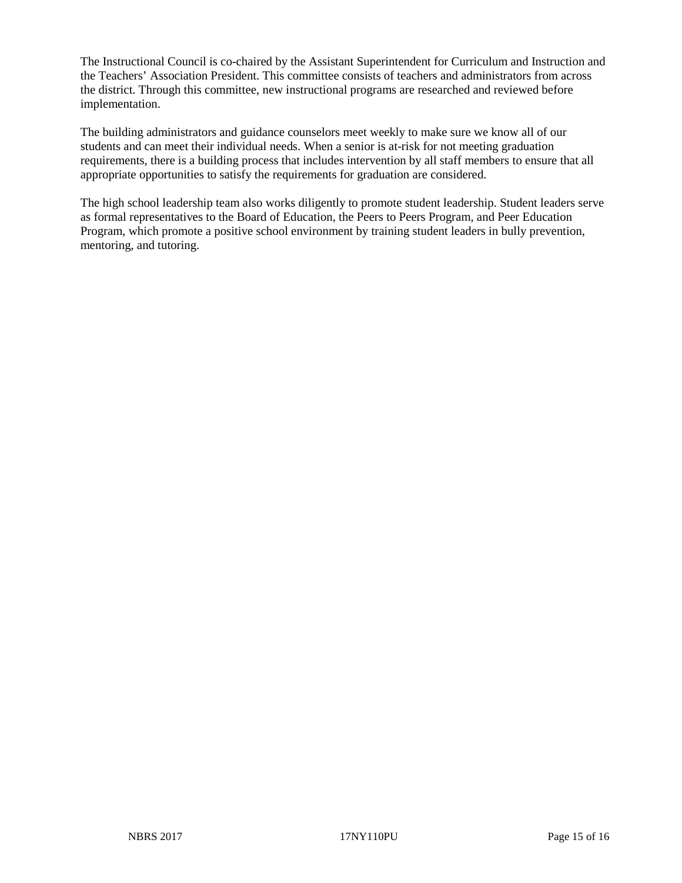The Instructional Council is co-chaired by the Assistant Superintendent for Curriculum and Instruction and the Teachers' Association President. This committee consists of teachers and administrators from across the district. Through this committee, new instructional programs are researched and reviewed before implementation.

The building administrators and guidance counselors meet weekly to make sure we know all of our students and can meet their individual needs. When a senior is at-risk for not meeting graduation requirements, there is a building process that includes intervention by all staff members to ensure that all appropriate opportunities to satisfy the requirements for graduation are considered.

The high school leadership team also works diligently to promote student leadership. Student leaders serve as formal representatives to the Board of Education, the Peers to Peers Program, and Peer Education Program, which promote a positive school environment by training student leaders in bully prevention, mentoring, and tutoring.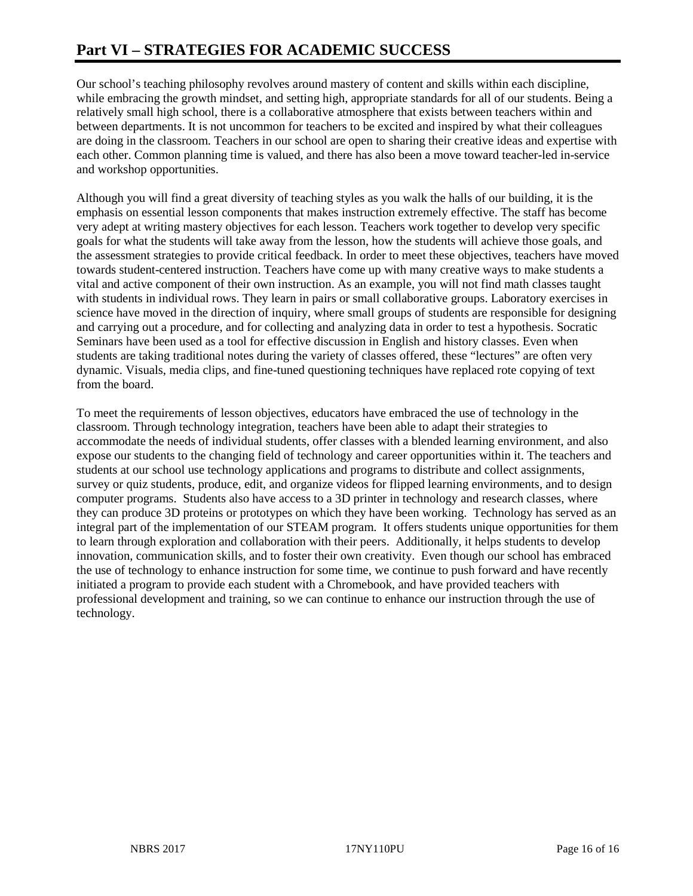# Part VI – STRATEGIES FOR ACADEMIC SUCCESS

Our school's teaching philosophy revolves around mastery of content and skills within each discipline, while embracing the growth mindset, and setting high, appropriate standards for all of our students. Being a relatively small high school, there is a collaborative atmosphere that exists between teachers within and between departments. It is not uncommon for teachers to be excited and inspired by what their colleagues are doing in the classroom. Teachers in our school are open to sharing their creative ideas and expertise with each other. Common planning time is valued, and there has also been a move toward teacher-led in-service and workshop opportunities.

Although you will find a great diversity of teaching styles as you walk the halls of our building, it is the emphasis on essential lesson components that makes instruction extremely effective. The staff has become very adept at writing mastery objectives for each lesson. Teachers work together to develop very specific goals for what the students will take away from the lesson, how the students will achieve those goals, and the assessment strategies to provide critical feedback. In order to meet these objectives, teachers have moved towards student-centered instruction. Teachers have come up with many creative ways to make students a vital and active component of their own instruction. As an example, you will not find math classes taught with students in individual rows. They learn in pairs or small collaborative groups. Laboratory exercises in science have moved in the direction of inquiry, where small groups of students are responsible for designing and carrying out a procedure, and for collecting and analyzing data in order to test a hypothesis. Socratic Seminars have been used as a tool for effective discussion in English and history classes. Even when students are taking traditional notes during the variety of classes offered, these "lectures" are often very dynamic. Visuals, media clips, and fine-tuned questioning techniques have replaced rote copying of text from the board.

To meet the requirements of lesson objectives, educators have embraced the use of technology in the classroom. Through technology integration, teachers have been able to adapt their strategies to accommodate the needs of individual students, offer classes with a blended learning environment, and also expose our students to the changing field of technology and career opportunities within it. The teachers and students at our school use technology applications and programs to distribute and collect assignments, survey or quiz students, produce, edit, and organize videos for flipped learning environments, and to design computer programs. Students also have access to a 3D printer in technology and research classes, where they can produce 3D proteins or prototypes on which they have been working. Technology has served as an integral part of the implementation of our STEAM program. It offers students unique opportunities for them to learn through exploration and collaboration with their peers. Additionally, it helps students to develop innovation, communication skills, and to foster their own creativity. Even though our school has embraced the use of technology to enhance instruction for some time, we continue to push forward and have recently initiated a program to provide each student with a Chromebook, and have provided teachers with professional development and training, so we can continue to enhance our instruction through the use of technology.